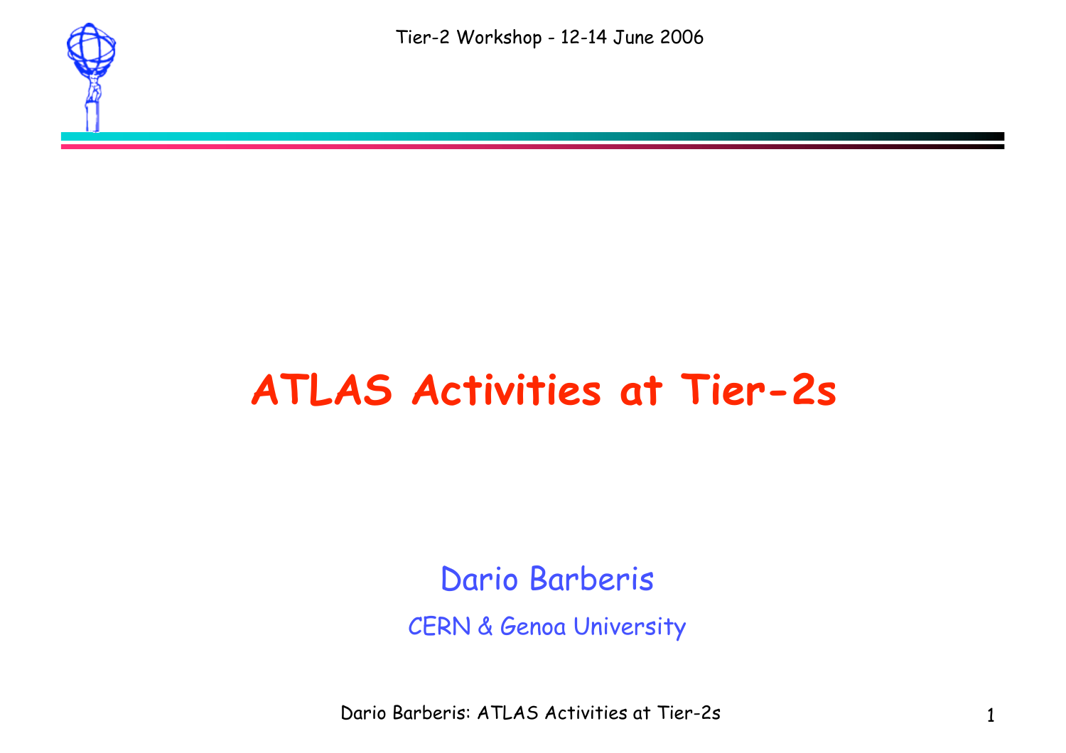# ATLAS Activities at Tier-2s

Dario Barberis

CERN & Genoa University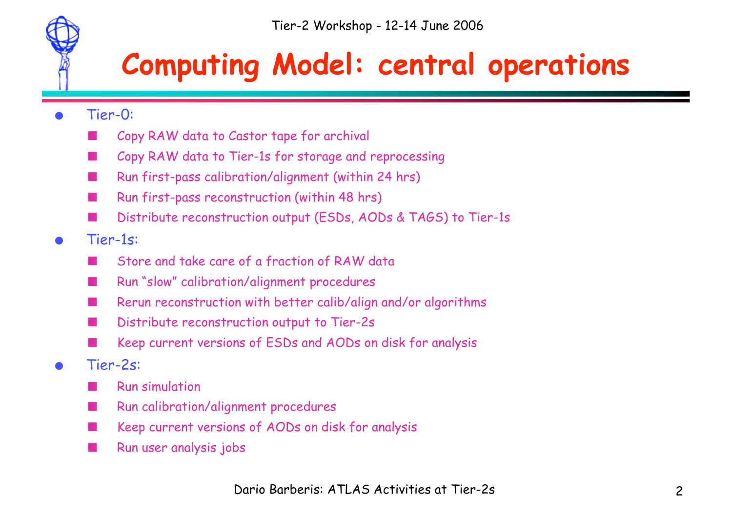# Computing Model: central operations

- Tier-0:
  - Copy RAW data to Castor tape for archival
  - Copy RAW data to Tier-1s for storage and reprocessing
  - Run first-pass calibration/alignment (within 24 hrs)
  - Run first-pass reconstruction (within 48 hrs)
  - Distribute reconstruction output (ESDs, AODs & TAGS) to Tier-1s
- Tier-1s:
  - Store and take care of a fraction of RAW data
  - Run "slow" calibration/alignment procedures
  - Rerun reconstruction with better calib/align and/or algorithms
  - Distribute reconstruction output to Tier-2s
  - Keep current versions of ESDs and AODs on disk for analysis
- Tier-2s:
  - Run simulation
  - Run calibration/alignment procedures
  - Keep current versions of AODs on disk for analysis
  - Run user analysis jobs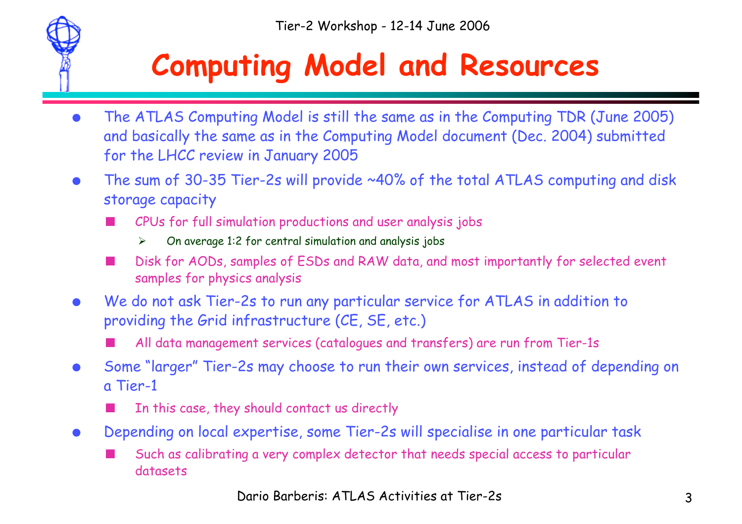# Computing Model and Resources

- The ATLAS Computing Model is still the same as in the Computing TDR (June 2005) and basically the same as in the Computing Model document (Dec. 2004) submitted for the LHCC review in January 2005
- The sum of 30-35 Tier-2s will provide ~40% of the total ATLAS computing and disk storage capacity
  - CPUs for full simulation productions and user analysis jobs
    - On average 1:2 for central simulation and analysis jobs
  - Disk for AODs, samples of ESDs and RAW data, and most importantly for selected event samples for physics analysis
- We do not ask Tier-2s to run any particular service for ATLAS in addition to providing the Grid infrastructure (CE, SE, etc.)
  - All data management services (catalogues and transfers) are run from Tier-1s
- Some "larger" Tier-2s may choose to run their own services, instead of depending on a Tier-1
  - In this case, they should contact us directly
- Depending on local expertise, some Tier-2s will specialise in one particular task
  - Such as calibrating a very complex detector that needs special access to particular datasets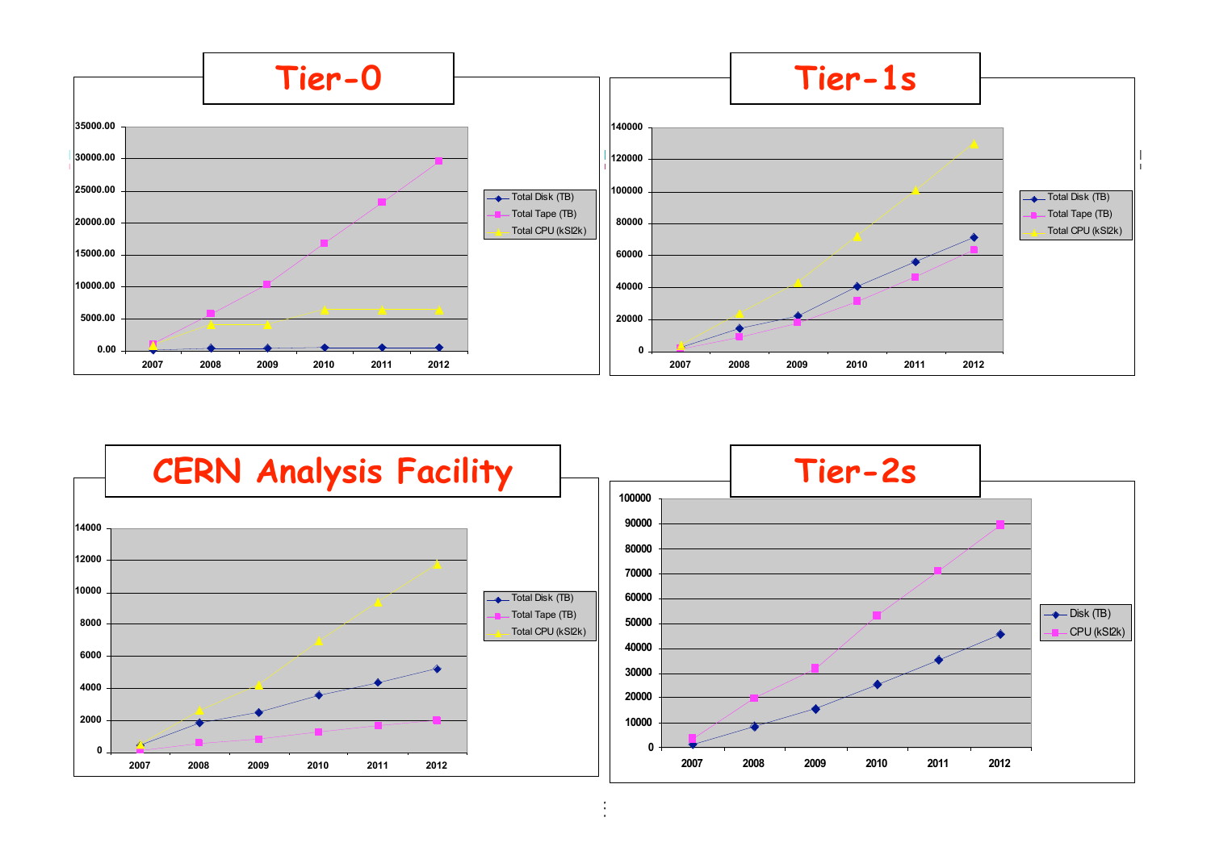# Tier-0

35000.00
30000.00
25000.00
20000.00
15000.00
10000.00
5000.00
0.00

2007 2008 2009 2010 2011 2012

- Total Disk (TB)
- Total Tape (TB)
- Total CPU (kSI2k)

# Tier-1s

140000
120000
100000
80000
60000
40000
20000
0

2007 2008 2009 2010 2011 2012

- Total Disk (TB)
- Total Tape (TB)
- Total CPU (kSI2k)

# CERN Analysis Facility

14000
12000
10000
8000
6000
4000
2000
0

2007 2008 2009 2010 2011 2012

- Total Disk (TB)
- Total Tape (TB)
- Total CPU (kSI2k)

# Tier-2s

100000
90000
80000
70000
60000
50000
40000
30000
20000
10000
0

2007 2008 2009 2010 2011 2012

- Disk (TB)
- CPU (kSI2k)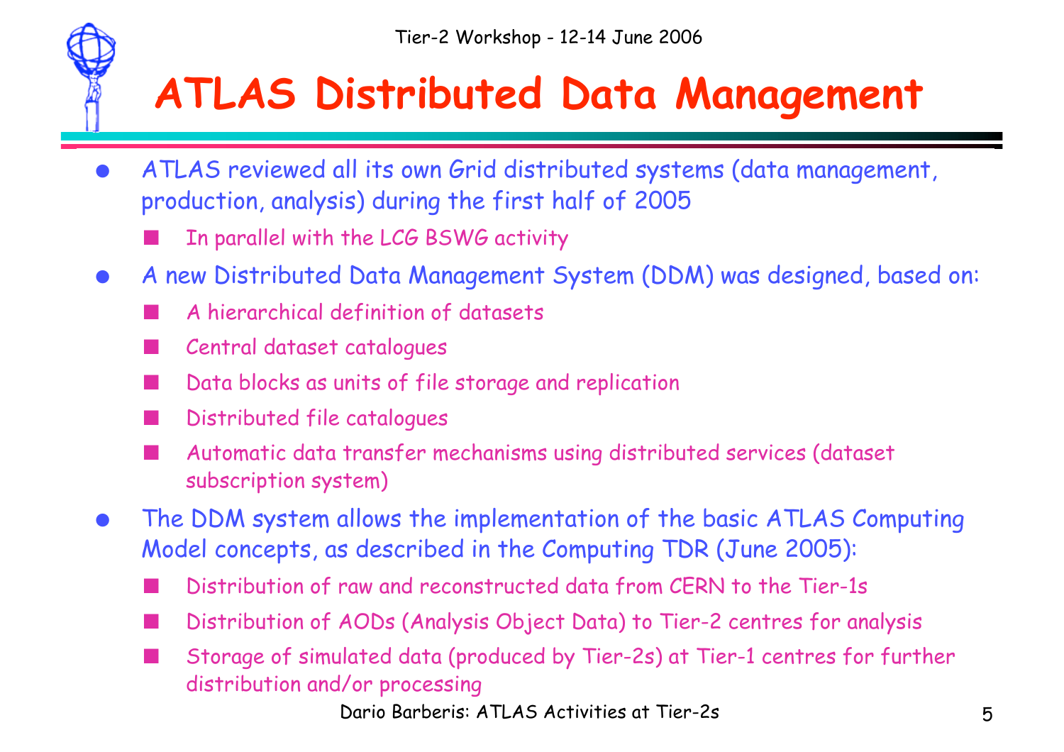# ATLAS Distributed Data Management

- ATLAS reviewed all its own Grid distributed systems (data management, production, analysis) during the first half of 2005
  - In parallel with the LCG BSWG activity
- A new Distributed Data Management System (DDM) was designed, based on:
  - A hierarchical definition of datasets
  - Central dataset catalogues
  - Data blocks as units of file storage and replication
  - Distributed file catalogues
  - Automatic data transfer mechanisms using distributed services (dataset subscription system)
- The DDM system allows the implementation of the basic ATLAS Computing Model concepts, as described in the Computing TDR (June 2005):
  - Distribution of raw and reconstructed data from CERN to the Tier-1s
  - Distribution of AODs (Analysis Object Data) to Tier-2 centres for analysis
  - Storage of simulated data (produced by Tier-2s) at Tier-1 centres for further distribution and/or processing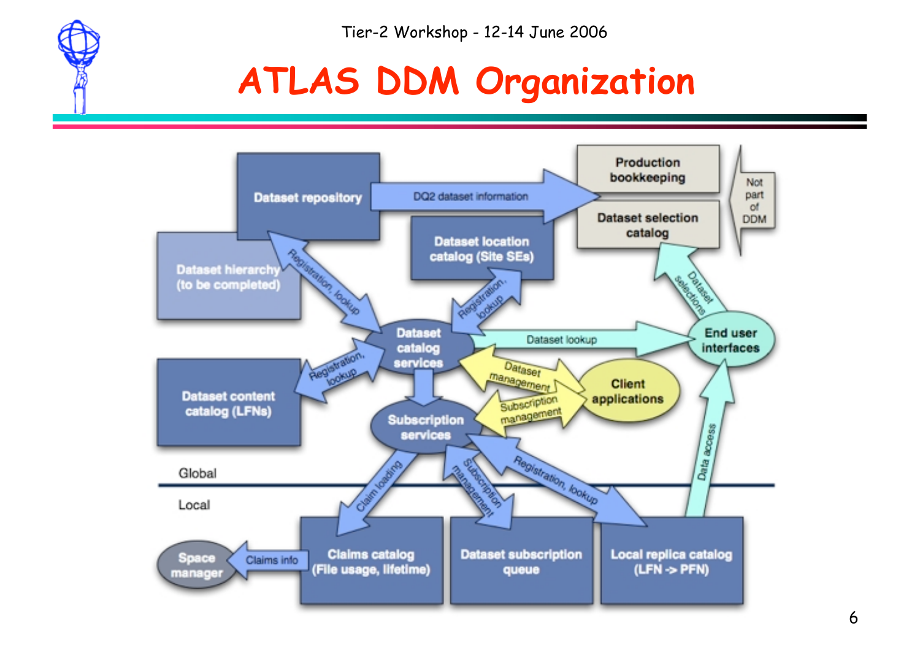# ATLAS DDM Organization

Dataset repository

DQ2 dataset information

Production bookkeeping

Dataset selection catalog

Not part of DDM

Dataset location catalog (Site SEs)

Dataset hierarchy (to be completed)

Registration, lookup

Registration, lookup

Dataset selections

Dataset catalog services

Dataset lookup

End user interfaces

Dataset content catalog (LFNs)

Registration, lookup

Dataset management

Client applications

Subscription management

Subscription services

Data access

Global

Local

Claim loading

Subscription management

Registration, lookup

Space manager

Claims info

Claims catalog (File usage, lifetime)

Dataset subscription queue

Local replica catalog (LFN -> PFN)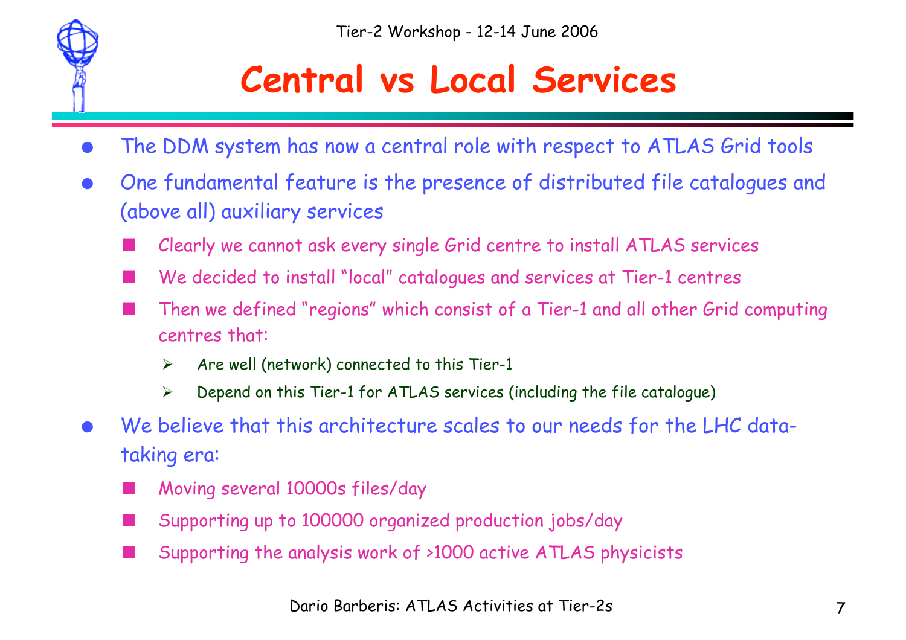# Central vs Local Services

- The DDM system has now a central role with respect to ATLAS Grid tools
- One fundamental feature is the presence of distributed file catalogues and (above all) auxiliary services
  - Clearly we cannot ask every single Grid centre to install ATLAS services
  - We decided to install "local" catalogues and services at Tier-1 centres
  - Then we defined "regions" which consist of a Tier-1 and all other Grid computing centres that:
    - Are well (network) connected to this Tier-1
    - Depend on this Tier-1 for ATLAS services (including the file catalogue)
- We believe that this architecture scales to our needs for the LHC data-taking era:
  - Moving several 10000s files/day
  - Supporting up to 100000 organized production jobs/day
  - Supporting the analysis work of >1000 active ATLAS physicists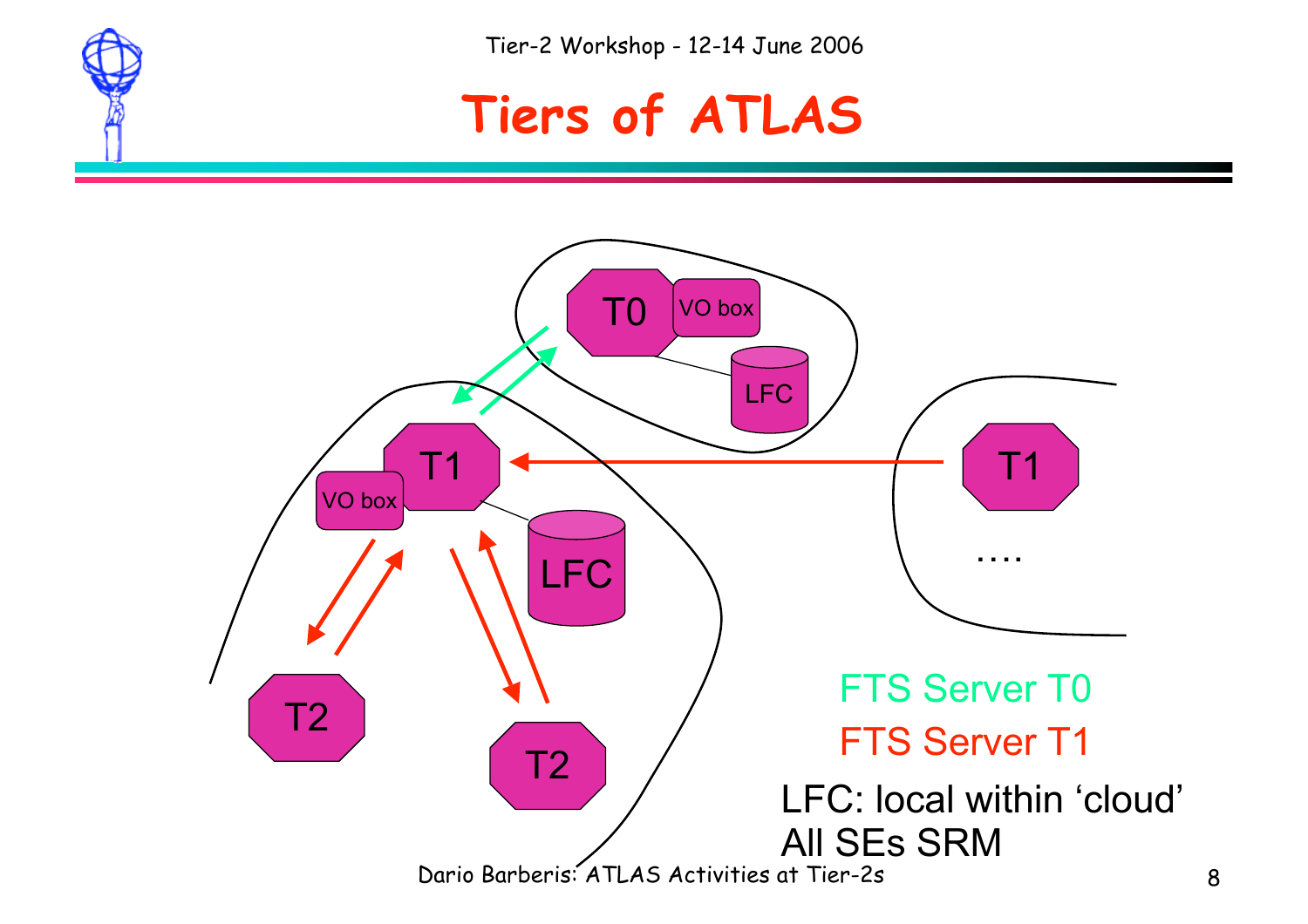# Tiers of ATLAS

T0 | VO box | LFC

T1 | VO box | LFC

T2 | T2

T1 ....

FTS Server T0

FTS Server T1

LFC: local within 'cloud'

All SEs SRM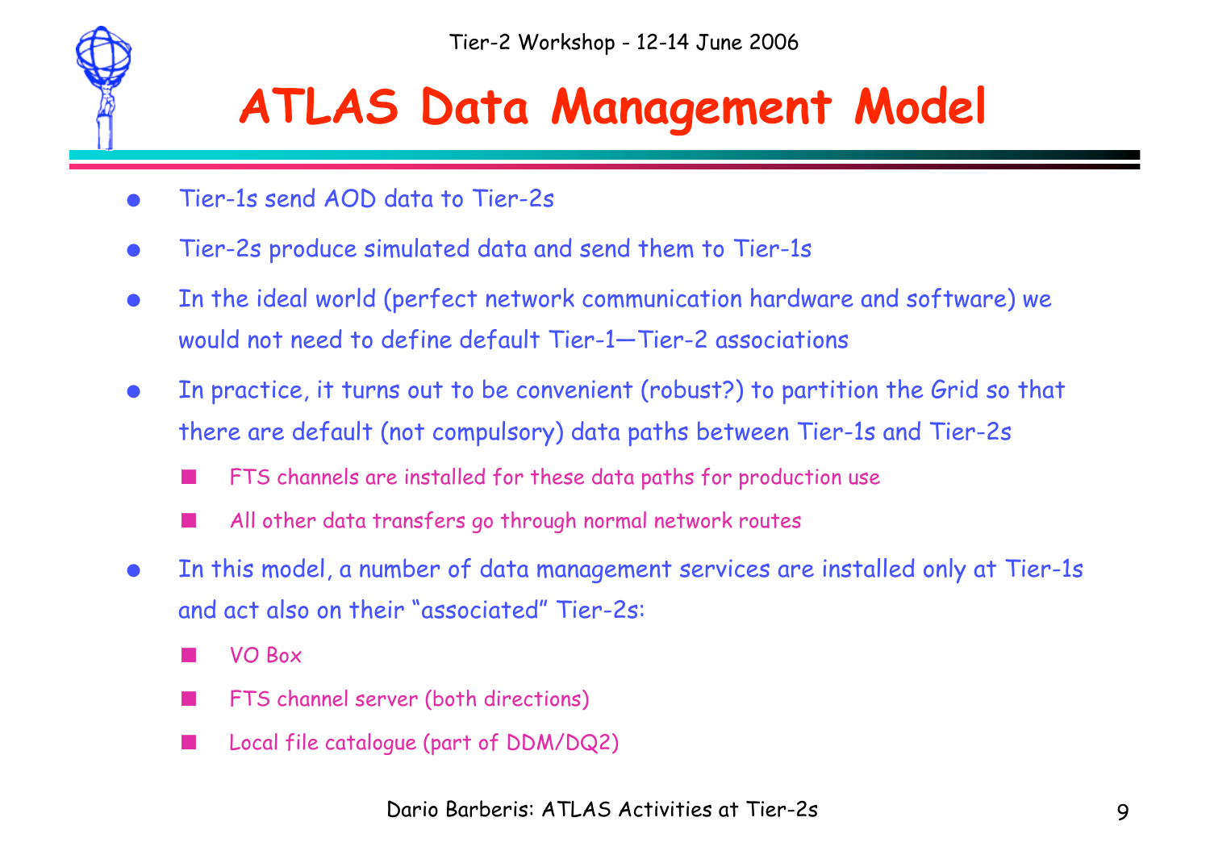# ATLAS Data Management Model

- Tier-1s send AOD data to Tier-2s
- Tier-2s produce simulated data and send them to Tier-1s
- In the ideal world (perfect network communication hardware and software) we would not need to define default Tier-1—Tier-2 associations
- In practice, it turns out to be convenient (robust?) to partition the Grid so that there are default (not compulsory) data paths between Tier-1s and Tier-2s
  - FTS channels are installed for these data paths for production use
  - All other data transfers go through normal network routes
- In this model, a number of data management services are installed only at Tier-1s and act also on their "associated" Tier-2s:
  - VO Box
  - FTS channel server (both directions)
  - Local file catalogue (part of DDM/DQ2)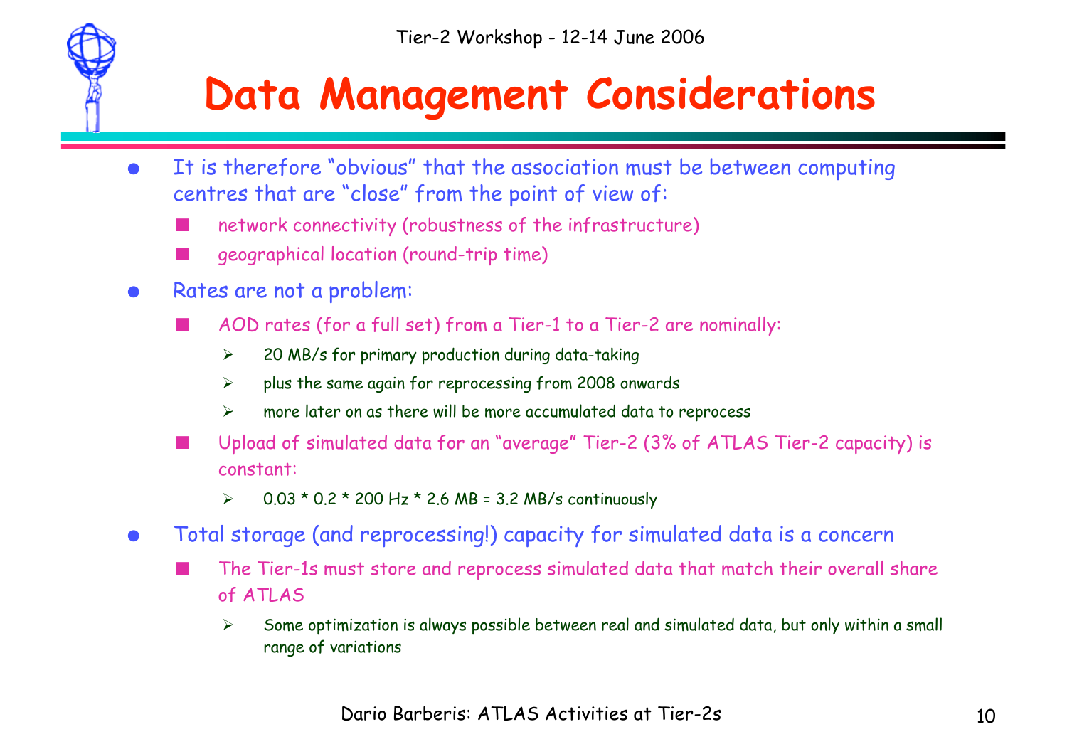# Data Management Considerations

- It is therefore "obvious" that the association must be between computing centres that are "close" from the point of view of:
  - network connectivity (robustness of the infrastructure)
  - geographical location (round-trip time)
- Rates are not a problem:
  - AOD rates (for a full set) from a Tier-1 to a Tier-2 are nominally:
    - 20 MB/s for primary production during data-taking
    - plus the same again for reprocessing from 2008 onwards
    - more later on as there will be more accumulated data to reprocess
  - Upload of simulated data for an "average" Tier-2 (3% of ATLAS Tier-2 capacity) is constant:
    - 0.03 * 0.2 * 200 Hz * 2.6 MB = 3.2 MB/s continuously
- Total storage (and reprocessing!) capacity for simulated data is a concern
  - The Tier-1s must store and reprocess simulated data that match their overall share of ATLAS
    - Some optimization is always possible between real and simulated data, but only within a small range of variations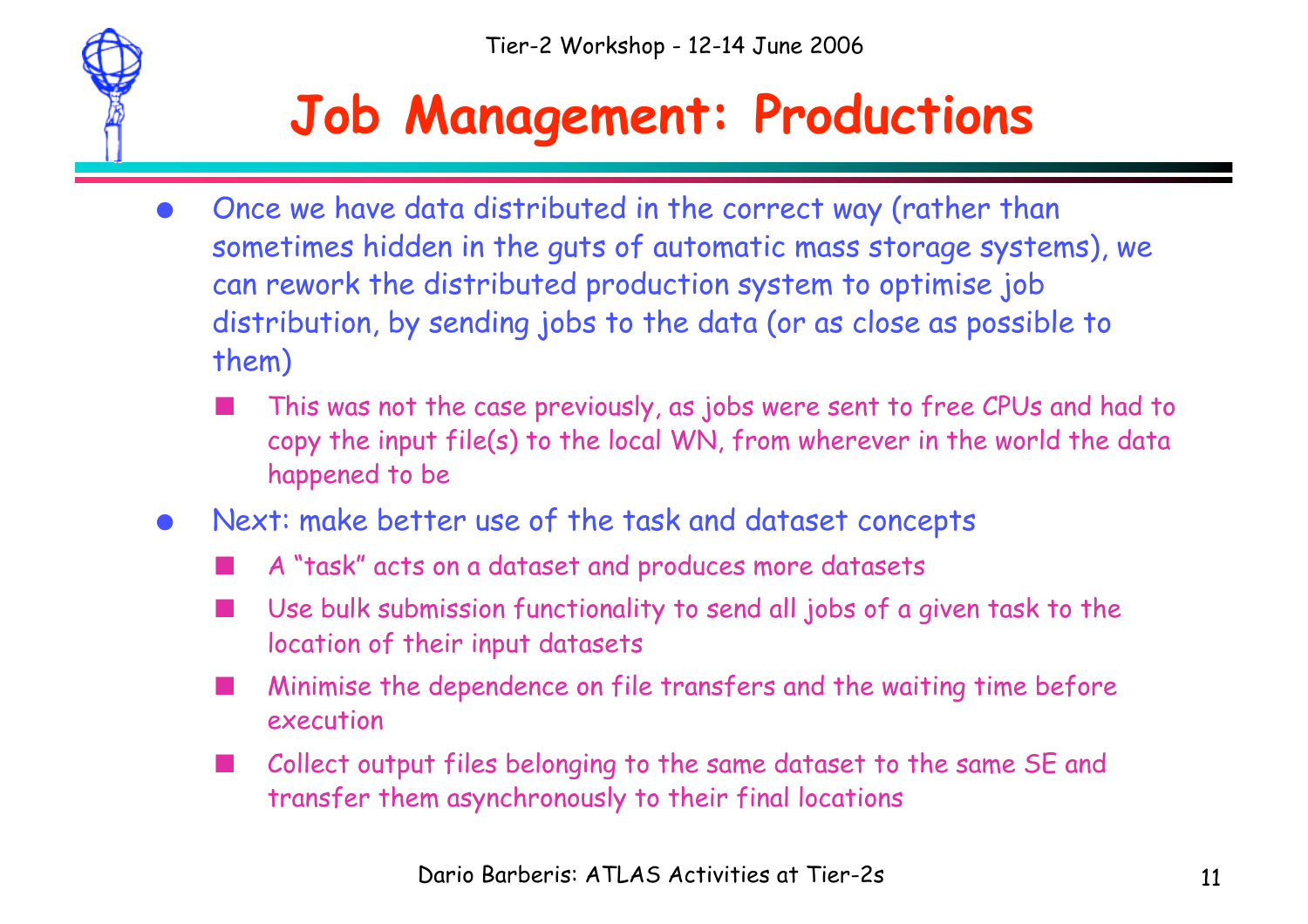# Job Management: Productions

- Once we have data distributed in the correct way (rather than sometimes hidden in the guts of automatic mass storage systems), we can rework the distributed production system to optimise job distribution, by sending jobs to the data (or as close as possible to them)
  - This was not the case previously, as jobs were sent to free CPUs and had to copy the input file(s) to the local WN, from wherever in the world the data happened to be
- Next: make better use of the task and dataset concepts
  - A "task" acts on a dataset and produces more datasets
  - Use bulk submission functionality to send all jobs of a given task to the location of their input datasets
  - Minimise the dependence on file transfers and the waiting time before execution
  - Collect output files belonging to the same dataset to the same SE and transfer them asynchronously to their final locations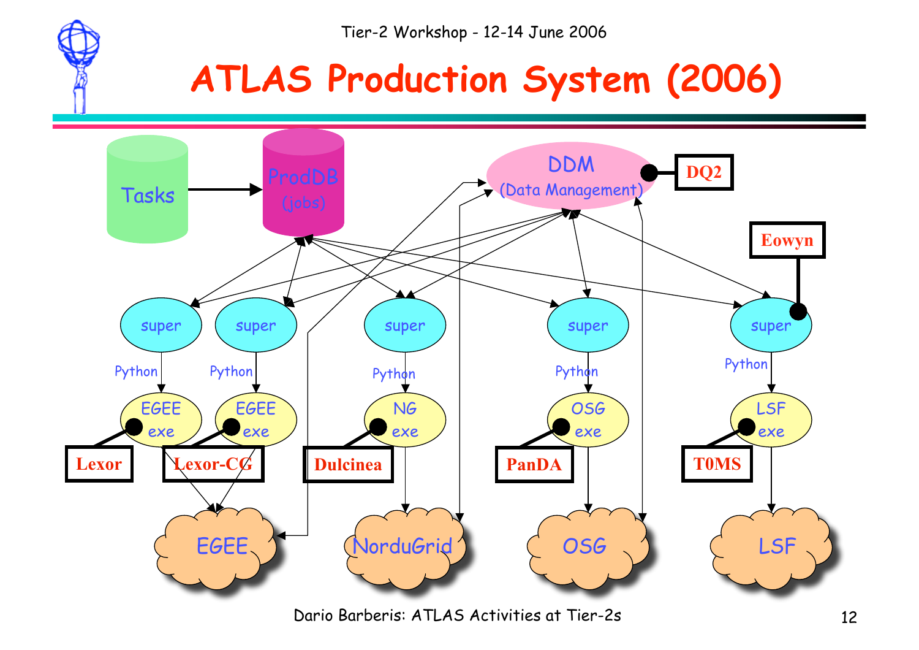# ATLAS Production System (2006)

Tasks → ProdDB (jobs)

DDM (Data Management) — DQ2

Eowyn

| super | super | super | super | super |
|---|---|---|---|---|
| Python | Python | Python | Python | Python |
| EGEE exe | EGEE exe | NG exe | OSG exe | LSF exe |
| Lexor | Lexor-CG | Dulcinea | PanDA | T0MS |
| EGEE | EGEE | NorduGrid | OSG | LSF |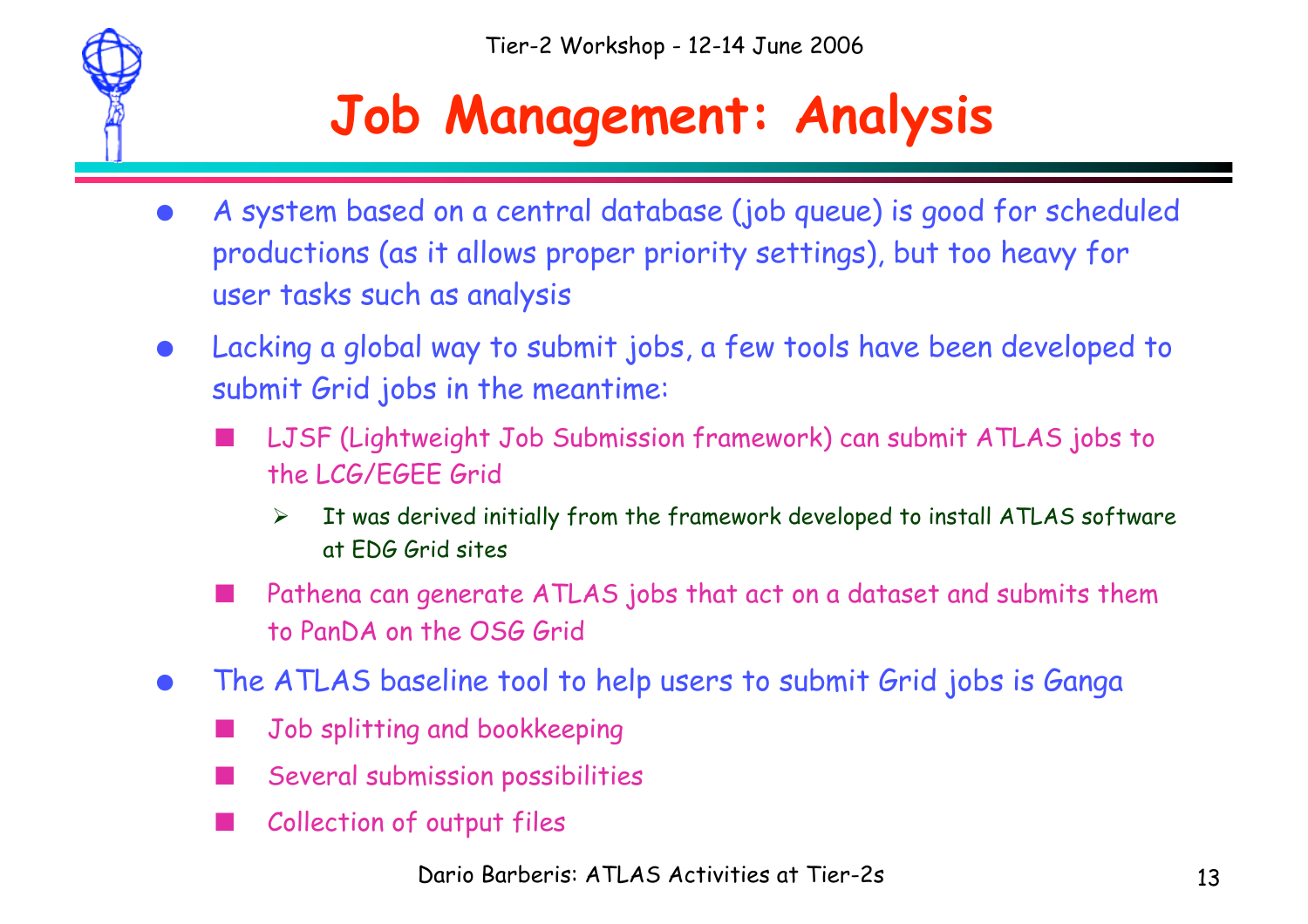# Job Management: Analysis

- A system based on a central database (job queue) is good for scheduled productions (as it allows proper priority settings), but too heavy for user tasks such as analysis
- Lacking a global way to submit jobs, a few tools have been developed to submit Grid jobs in the meantime:
  - LJSF (Lightweight Job Submission framework) can submit ATLAS jobs to the LCG/EGEE Grid
    - It was derived initially from the framework developed to install ATLAS software at EDG Grid sites
  - Pathena can generate ATLAS jobs that act on a dataset and submits them to PanDA on the OSG Grid
- The ATLAS baseline tool to help users to submit Grid jobs is Ganga
  - Job splitting and bookkeeping
  - Several submission possibilities
  - Collection of output files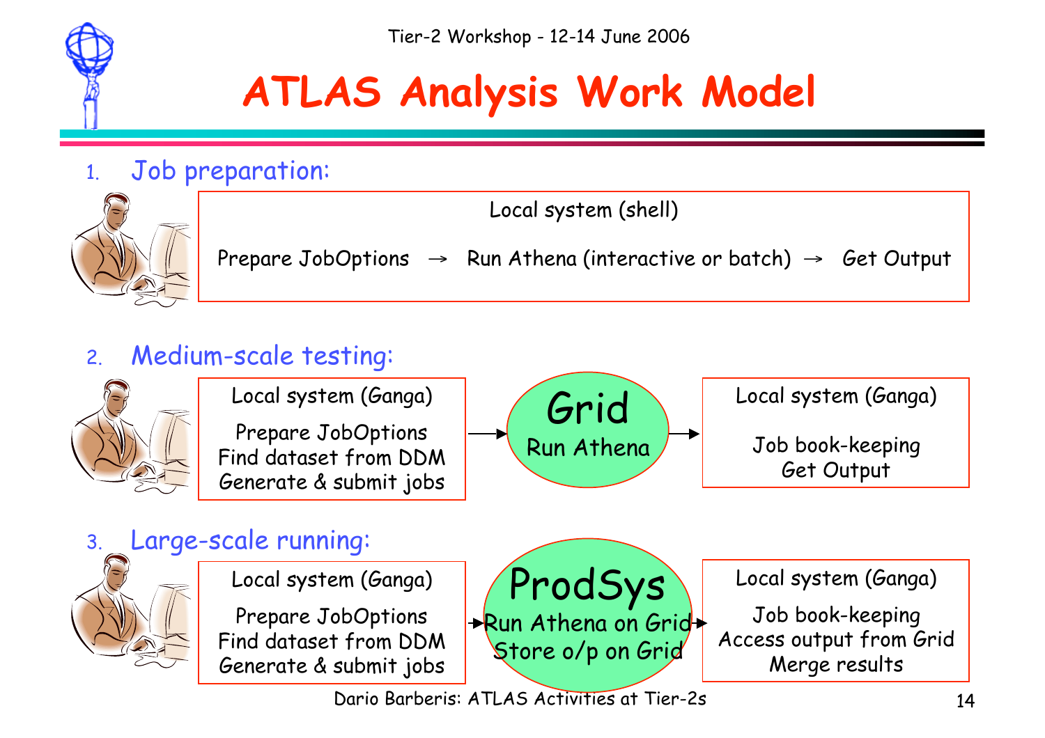# ATLAS Analysis Work Model

1. Job preparation:

   Local system (shell)

   Prepare JobOptions → Run Athena (interactive or batch) → Get Output

2. Medium-scale testing:

   Local system (Ganga)
   - Prepare JobOptions
   - Find dataset from DDM
   - Generate & submit jobs

   → **Grid**: Run Athena →

   Local system (Ganga)
   - Job book-keeping
   - Get Output

3. Large-scale running:

   Local system (Ganga)
   - Prepare JobOptions
   - Find dataset from DDM
   - Generate & submit jobs

   → **ProdSys**: Run Athena on Grid, Store o/p on Grid →

   Local system (Ganga)
   - Job book-keeping
   - Access output from Grid
   - Merge results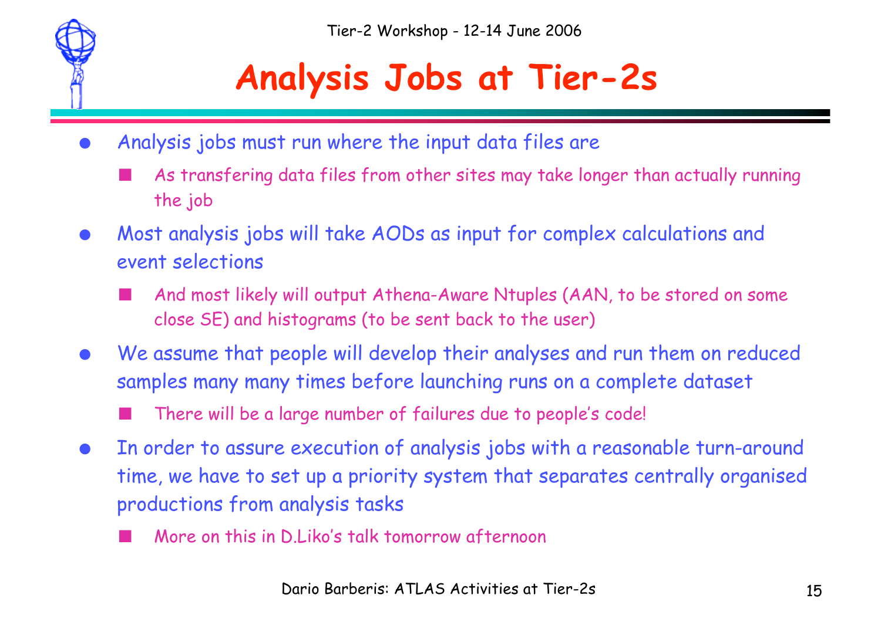# Analysis Jobs at Tier-2s

- Analysis jobs must run where the input data files are
  - As transfering data files from other sites may take longer than actually running the job
- Most analysis jobs will take AODs as input for complex calculations and event selections
  - And most likely will output Athena-Aware Ntuples (AAN, to be stored on some close SE) and histograms (to be sent back to the user)
- We assume that people will develop their analyses and run them on reduced samples many many times before launching runs on a complete dataset
  - There will be a large number of failures due to people's code!
- In order to assure execution of analysis jobs with a reasonable turn-around time, we have to set up a priority system that separates centrally organised productions from analysis tasks
  - More on this in D.Liko's talk tomorrow afternoon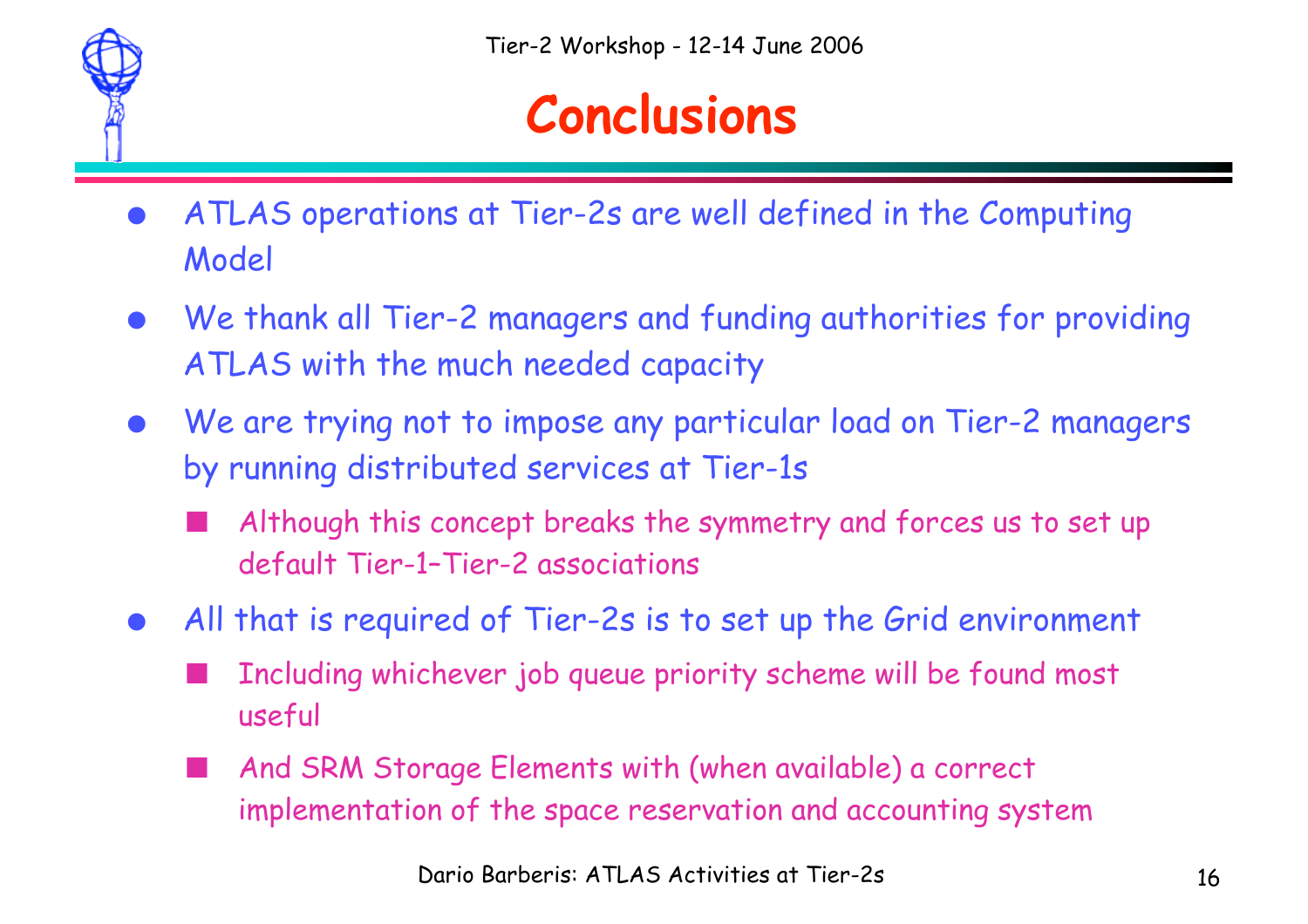# Conclusions

- ATLAS operations at Tier-2s are well defined in the Computing Model
- We thank all Tier-2 managers and funding authorities for providing ATLAS with the much needed capacity
- We are trying not to impose any particular load on Tier-2 managers by running distributed services at Tier-1s
  - Although this concept breaks the symmetry and forces us to set up default Tier-1–Tier-2 associations
- All that is required of Tier-2s is to set up the Grid environment
  - Including whichever job queue priority scheme will be found most useful
  - And SRM Storage Elements with (when available) a correct implementation of the space reservation and accounting system